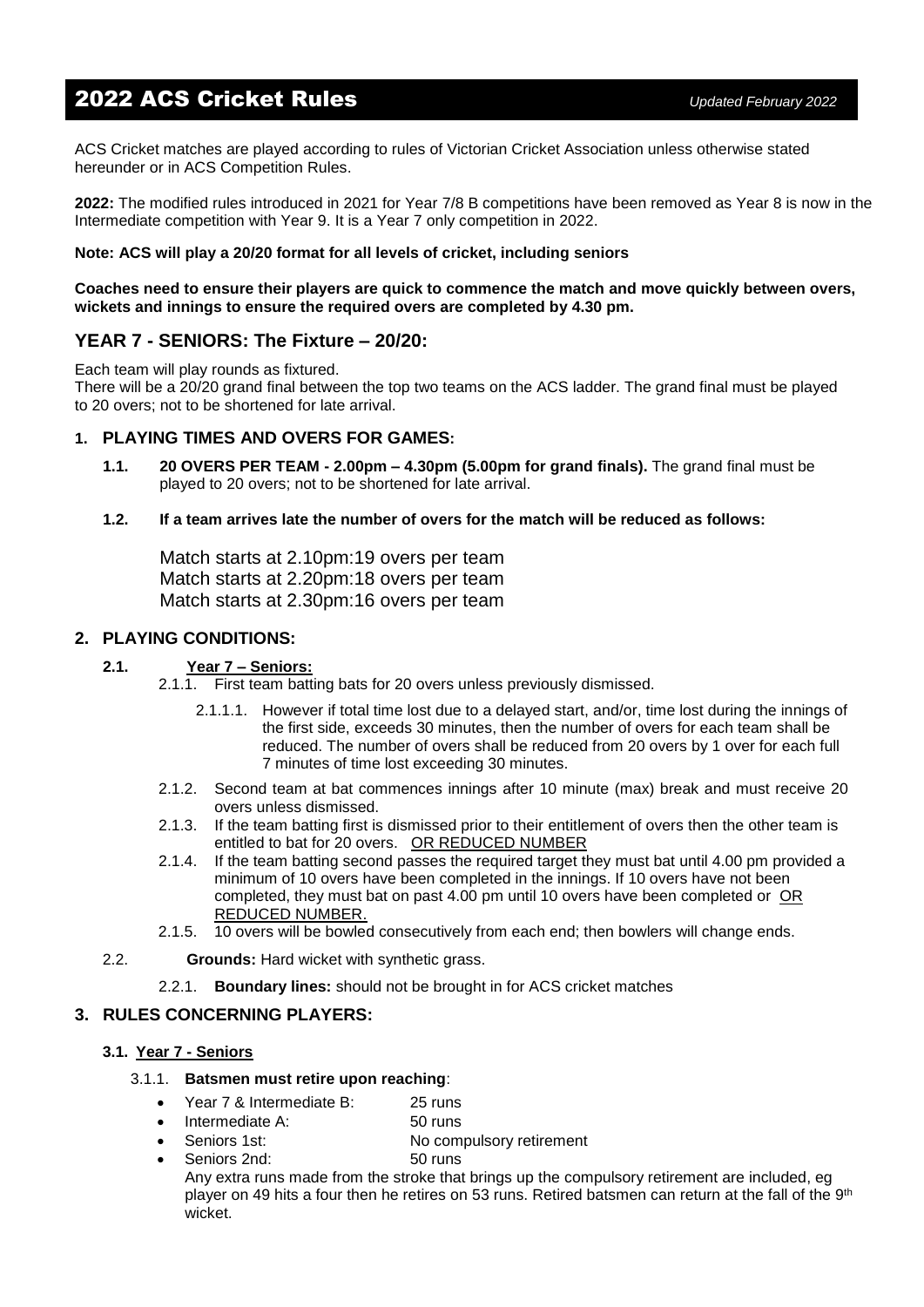# 2022 ACS Cricket Rules

*Updated February 2022*

ACS Cricket matches are played according to rules of Victorian Cricket Association unless otherwise stated hereunder or in ACS Competition Rules.

**2022:** The modified rules introduced in 2021 for Year 7/8 B competitions have been removed as Year 8 is now in the Intermediate competition with Year 9. It is a Year 7 only competition in 2022.

**Note: ACS will play a 20/20 format for all levels of cricket, including seniors**

**Coaches need to ensure their players are quick to commence the match and move quickly between overs, wickets and innings to ensure the required overs are completed by 4.30 pm.**

## YEAR 7 - SENIORS: The Fixture – 20/20:

Each team will play rounds as fixtured.
There will be a 20/20 grand final between the top two teams on the ACS ladder. The grand final must be played to 20 overs; not to be shortened for late arrival.

### 1. PLAYING TIMES AND OVERS FOR GAMES:

**1.1. 20 OVERS PER TEAM - 2.00pm – 4.30pm (5.00pm for grand finals).** The grand final must be played to 20 overs; not to be shortened for late arrival.

**1.2. If a team arrives late the number of overs for the match will be reduced as follows:**

Match starts at 2.10pm:19 overs per team
Match starts at 2.20pm:18 overs per team
Match starts at 2.30pm:16 overs per team

### 2. PLAYING CONDITIONS:

**2.1. Year 7 – Seniors:**

2.1.1. First team batting bats for 20 overs unless previously dismissed.

2.1.1.1. However if total time lost due to a delayed start, and/or, time lost during the innings of the first side, exceeds 30 minutes, then the number of overs for each team shall be reduced. The number of overs shall be reduced from 20 overs by 1 over for each full 7 minutes of time lost exceeding 30 minutes.

2.1.2. Second team at bat commences innings after 10 minute (max) break and must receive 20 overs unless dismissed.

2.1.3. If the team batting first is dismissed prior to their entitlement of overs then the other team is entitled to bat for 20 overs. OR REDUCED NUMBER

2.1.4. If the team batting second passes the required target they must bat until 4.00 pm provided a minimum of 10 overs have been completed in the innings. If 10 overs have not been completed, they must bat on past 4.00 pm until 10 overs have been completed or OR REDUCED NUMBER.

2.1.5. 10 overs will be bowled consecutively from each end; then bowlers will change ends.

2.2. **Grounds:** Hard wicket with synthetic grass.

2.2.1. **Boundary lines:** should not be brought in for ACS cricket matches

### 3. RULES CONCERNING PLAYERS:

**3.1. Year 7 - Seniors**

3.1.1. **Batsmen must retire upon reaching**:

- Year 7 & Intermediate B: 25 runs
- Intermediate A: 50 runs
- Seniors 1st: No compulsory retirement
- Seniors 2nd: 50 runs

Any extra runs made from the stroke that brings up the compulsory retirement are included, eg player on 49 hits a four then he retires on 53 runs. Retired batsmen can return at the fall of the 9th wicket.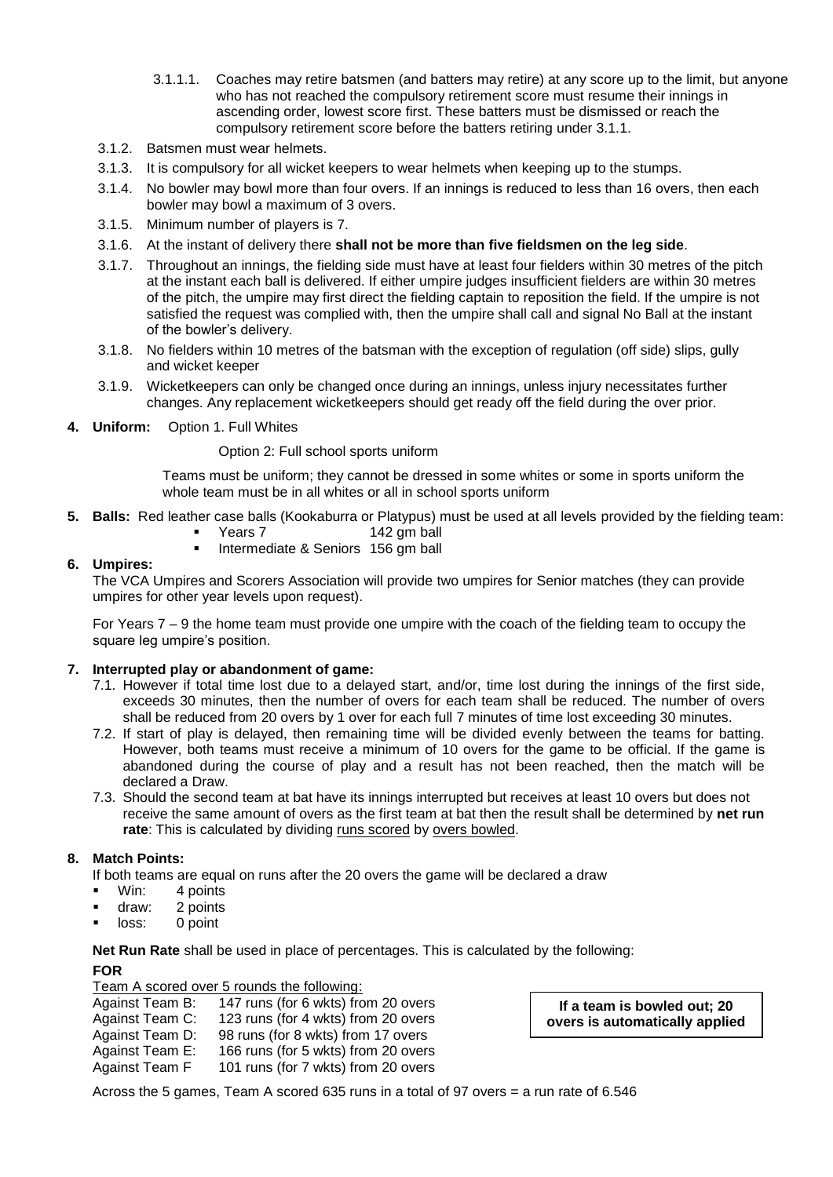3.1.1.1. Coaches may retire batsmen (and batters may retire) at any score up to the limit, but anyone who has not reached the compulsory retirement score must resume their innings in ascending order, lowest score first. These batters must be dismissed or reach the compulsory retirement score before the batters retiring under 3.1.1.

3.1.2. Batsmen must wear helmets.

3.1.3. It is compulsory for all wicket keepers to wear helmets when keeping up to the stumps.

3.1.4. No bowler may bowl more than four overs. If an innings is reduced to less than 16 overs, then each bowler may bowl a maximum of 3 overs.

3.1.5. Minimum number of players is 7.

3.1.6. At the instant of delivery there **shall not be more than five fieldsmen on the leg side**.

3.1.7. Throughout an innings, the fielding side must have at least four fielders within 30 metres of the pitch at the instant each ball is delivered. If either umpire judges insufficient fielders are within 30 metres of the pitch, the umpire may first direct the fielding captain to reposition the field. If the umpire is not satisfied the request was complied with, then the umpire shall call and signal No Ball at the instant of the bowler's delivery.

3.1.8. No fielders within 10 metres of the batsman with the exception of regulation (off side) slips, gully and wicket keeper

3.1.9. Wicketkeepers can only be changed once during an innings, unless injury necessitates further changes. Any replacement wicketkeepers should get ready off the field during the over prior.

**4. Uniform:** Option 1. Full Whites

Option 2: Full school sports uniform

Teams must be uniform; they cannot be dressed in some whites or some in sports uniform the whole team must be in all whites or all in school sports uniform

**5. Balls:** Red leather case balls (Kookaburra or Platypus) must be used at all levels provided by the fielding team:

- Years 7 142 gm ball
- Intermediate & Seniors 156 gm ball

**6. Umpires:**

The VCA Umpires and Scorers Association will provide two umpires for Senior matches (they can provide umpires for other year levels upon request).

For Years 7 – 9 the home team must provide one umpire with the coach of the fielding team to occupy the square leg umpire's position.

**7. Interrupted play or abandonment of game:**

7.1. However if total time lost due to a delayed start, and/or, time lost during the innings of the first side, exceeds 30 minutes, then the number of overs for each team shall be reduced. The number of overs shall be reduced from 20 overs by 1 over for each full 7 minutes of time lost exceeding 30 minutes.

7.2. If start of play is delayed, then remaining time will be divided evenly between the teams for batting. However, both teams must receive a minimum of 10 overs for the game to be official. If the game is abandoned during the course of play and a result has not been reached, then the match will be declared a Draw.

7.3. Should the second team at bat have its innings interrupted but receives at least 10 overs but does not receive the same amount of overs as the first team at bat then the result shall be determined by **net run rate**: This is calculated by dividing runs scored by overs bowled.

**8. Match Points:**

If both teams are equal on runs after the 20 overs the game will be declared a draw

- Win: 4 points
- draw: 2 points
- loss: 0 point

**Net Run Rate** shall be used in place of percentages. This is calculated by the following:

**FOR**

Team A scored over 5 rounds the following:

Against Team B: 147 runs (for 6 wkts) from 20 overs
Against Team C: 123 runs (for 4 wkts) from 20 overs
Against Team D: 98 runs (for 8 wkts) from 17 overs
Against Team E: 166 runs (for 5 wkts) from 20 overs
Against Team F 101 runs (for 7 wkts) from 20 overs

**If a team is bowled out; 20 overs is automatically applied**

Across the 5 games, Team A scored 635 runs in a total of 97 overs = a run rate of 6.546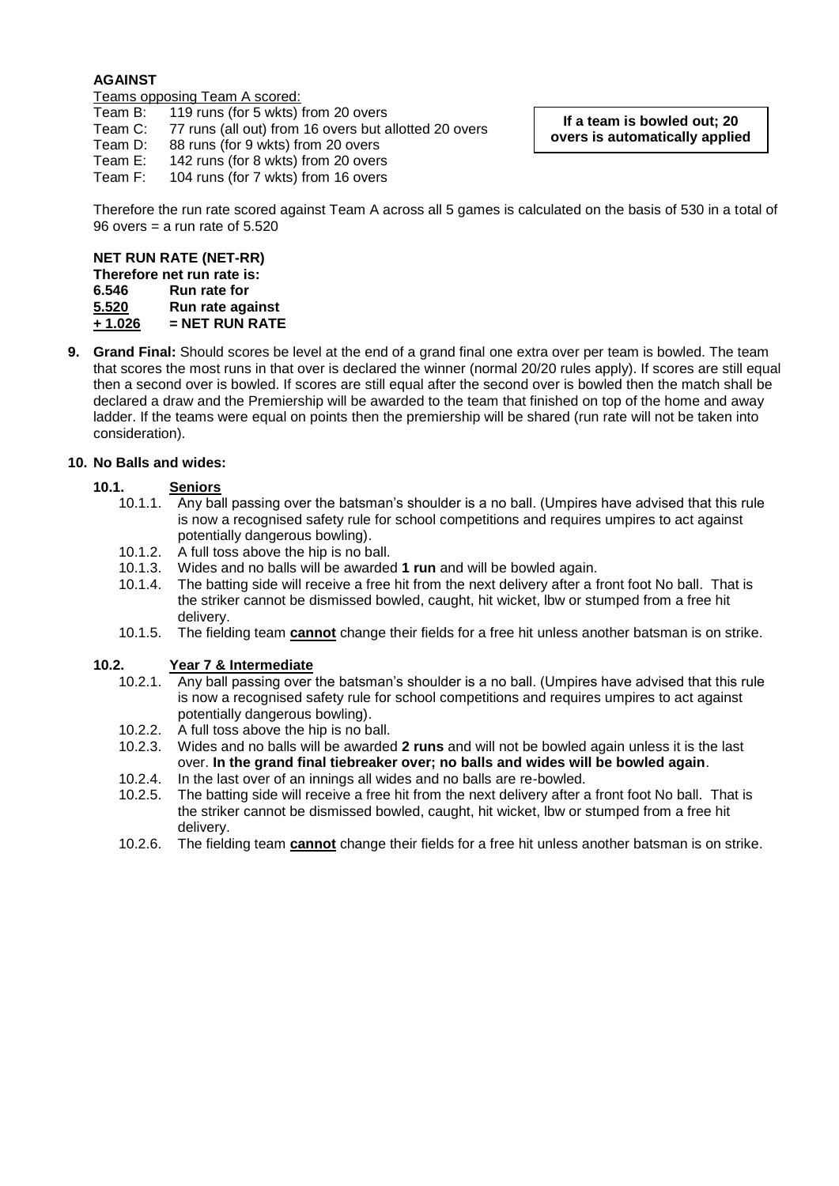**AGAINST**

Teams opposing Team A scored:

Team B: 119 runs (for 5 wkts) from 20 overs
Team C: 77 runs (all out) from 16 overs but allotted 20 overs
Team D: 88 runs (for 9 wkts) from 20 overs
Team E: 142 runs (for 8 wkts) from 20 overs
Team F: 104 runs (for 7 wkts) from 16 overs

**If a team is bowled out; 20 overs is automatically applied**

Therefore the run rate scored against Team A across all 5 games is calculated on the basis of 530 in a total of 96 overs = a run rate of 5.520

**NET RUN RATE (NET-RR)**
**Therefore net run rate is:**

| | |
|---|---|
| **6.546** | **Run rate for** |
| **5.520** | **Run rate against** |
| **+ 1.026** | **= NET RUN RATE** |

9. **Grand Final:** Should scores be level at the end of a grand final one extra over per team is bowled. The team that scores the most runs in that over is declared the winner (normal 20/20 rules apply). If scores are still equal then a second over is bowled. If scores are still equal after the second over is bowled then the match shall be declared a draw and the Premiership will be awarded to the team that finished on top of the home and away ladder. If the teams were equal on points then the premiership will be shared (run rate will not be taken into consideration).

10. **No Balls and wides:**

**10.1. Seniors**

- 10.1.1. Any ball passing over the batsman's shoulder is a no ball. (Umpires have advised that this rule is now a recognised safety rule for school competitions and requires umpires to act against potentially dangerous bowling).
- 10.1.2. A full toss above the hip is no ball.
- 10.1.3. Wides and no balls will be awarded **1 run** and will be bowled again.
- 10.1.4. The batting side will receive a free hit from the next delivery after a front foot No ball. That is the striker cannot be dismissed bowled, caught, hit wicket, lbw or stumped from a free hit delivery.
- 10.1.5. The fielding team **cannot** change their fields for a free hit unless another batsman is on strike.

**10.2. Year 7 & Intermediate**

- 10.2.1. Any ball passing over the batsman's shoulder is a no ball. (Umpires have advised that this rule is now a recognised safety rule for school competitions and requires umpires to act against potentially dangerous bowling).
- 10.2.2. A full toss above the hip is no ball.
- 10.2.3. Wides and no balls will be awarded **2 runs** and will not be bowled again unless it is the last over. **In the grand final tiebreaker over; no balls and wides will be bowled again**.
- 10.2.4. In the last over of an innings all wides and no balls are re-bowled.
- 10.2.5. The batting side will receive a free hit from the next delivery after a front foot No ball. That is the striker cannot be dismissed bowled, caught, hit wicket, lbw or stumped from a free hit delivery.
- 10.2.6. The fielding team **cannot** change their fields for a free hit unless another batsman is on strike.